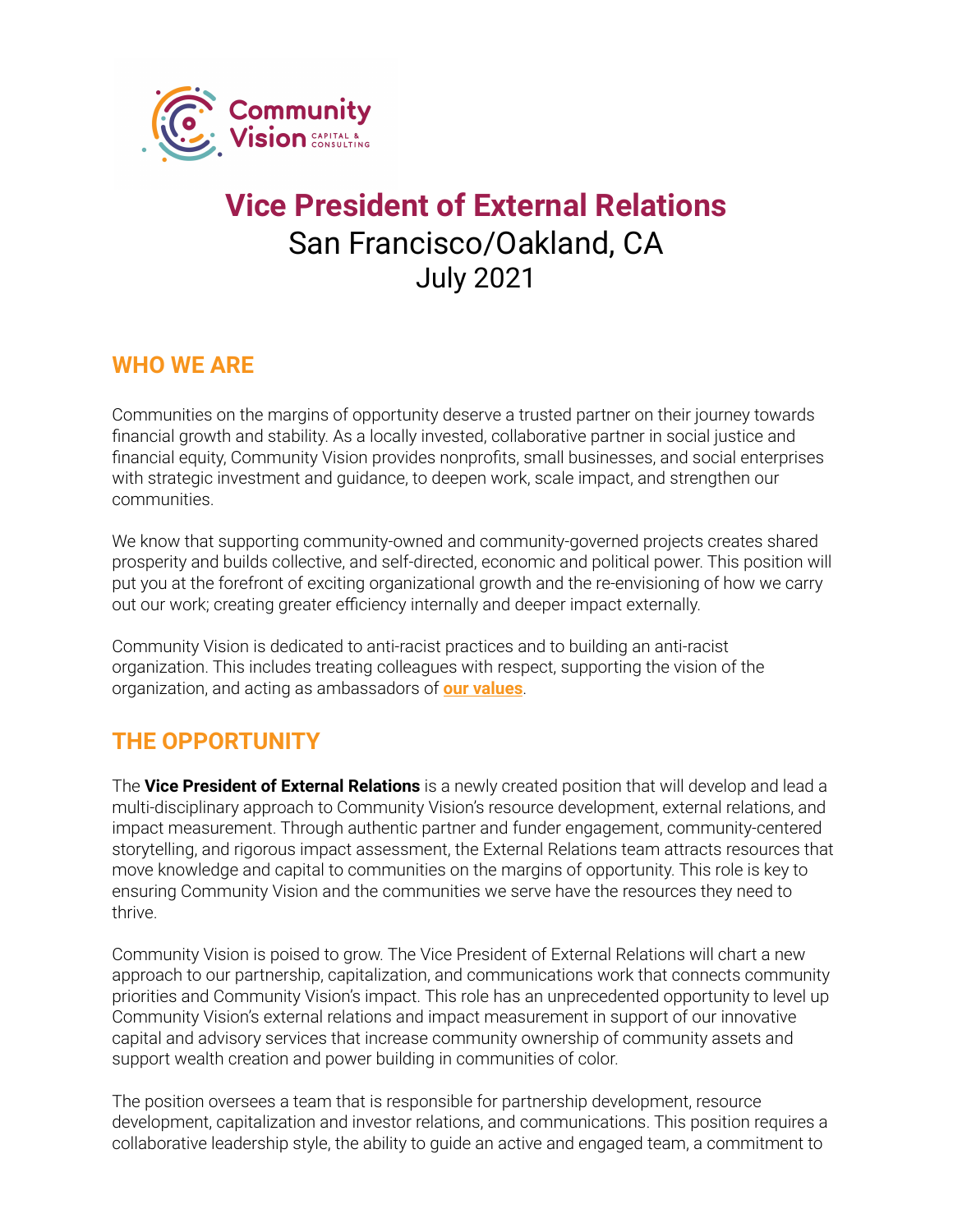# Vice President of External Relations

San Francisco/Oakland, CA
July 2021

## WHO WE ARE

Communities on the margins of opportunity deserve a trusted partner on their journey towards financial growth and stability. As a locally invested, collaborative partner in social justice and financial equity, Community Vision provides nonprofits, small businesses, and social enterprises with strategic investment and guidance, to deepen work, scale impact, and strengthen our communities.

We know that supporting community-owned and community-governed projects creates shared prosperity and builds collective, and self-directed, economic and political power. This position will put you at the forefront of exciting organizational growth and the re-envisioning of how we carry out our work; creating greater efficiency internally and deeper impact externally.

Community Vision is dedicated to anti-racist practices and to building an anti-racist organization. This includes treating colleagues with respect, supporting the vision of the organization, and acting as ambassadors of **our values**.

## THE OPPORTUNITY

The **Vice President of External Relations** is a newly created position that will develop and lead a multi-disciplinary approach to Community Vision's resource development, external relations, and impact measurement. Through authentic partner and funder engagement, community-centered storytelling, and rigorous impact assessment, the External Relations team attracts resources that move knowledge and capital to communities on the margins of opportunity. This role is key to ensuring Community Vision and the communities we serve have the resources they need to thrive.

Community Vision is poised to grow. The Vice President of External Relations will chart a new approach to our partnership, capitalization, and communications work that connects community priorities and Community Vision's impact. This role has an unprecedented opportunity to level up Community Vision's external relations and impact measurement in support of our innovative capital and advisory services that increase community ownership of community assets and support wealth creation and power building in communities of color.

The position oversees a team that is responsible for partnership development, resource development, capitalization and investor relations, and communications. This position requires a collaborative leadership style, the ability to guide an active and engaged team, a commitment to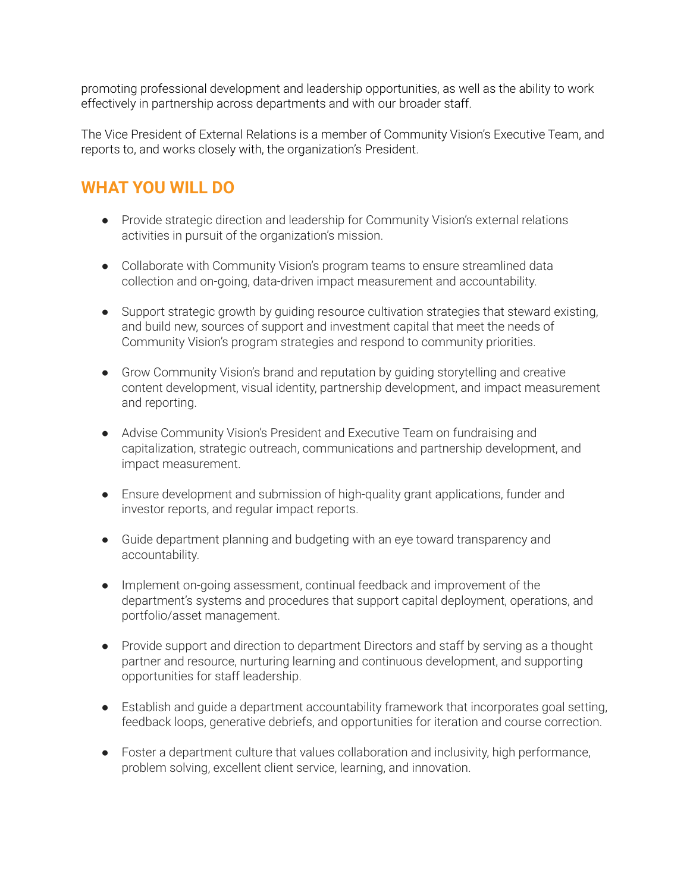promoting professional development and leadership opportunities, as well as the ability to work effectively in partnership across departments and with our broader staff.

The Vice President of External Relations is a member of Community Vision's Executive Team, and reports to, and works closely with, the organization's President.

## WHAT YOU WILL DO

- Provide strategic direction and leadership for Community Vision's external relations activities in pursuit of the organization's mission.
- Collaborate with Community Vision's program teams to ensure streamlined data collection and on-going, data-driven impact measurement and accountability.
- Support strategic growth by guiding resource cultivation strategies that steward existing, and build new, sources of support and investment capital that meet the needs of Community Vision's program strategies and respond to community priorities.
- Grow Community Vision's brand and reputation by guiding storytelling and creative content development, visual identity, partnership development, and impact measurement and reporting.
- Advise Community Vision's President and Executive Team on fundraising and capitalization, strategic outreach, communications and partnership development, and impact measurement.
- Ensure development and submission of high-quality grant applications, funder and investor reports, and regular impact reports.
- Guide department planning and budgeting with an eye toward transparency and accountability.
- Implement on-going assessment, continual feedback and improvement of the department's systems and procedures that support capital deployment, operations, and portfolio/asset management.
- Provide support and direction to department Directors and staff by serving as a thought partner and resource, nurturing learning and continuous development, and supporting opportunities for staff leadership.
- Establish and guide a department accountability framework that incorporates goal setting, feedback loops, generative debriefs, and opportunities for iteration and course correction.
- Foster a department culture that values collaboration and inclusivity, high performance, problem solving, excellent client service, learning, and innovation.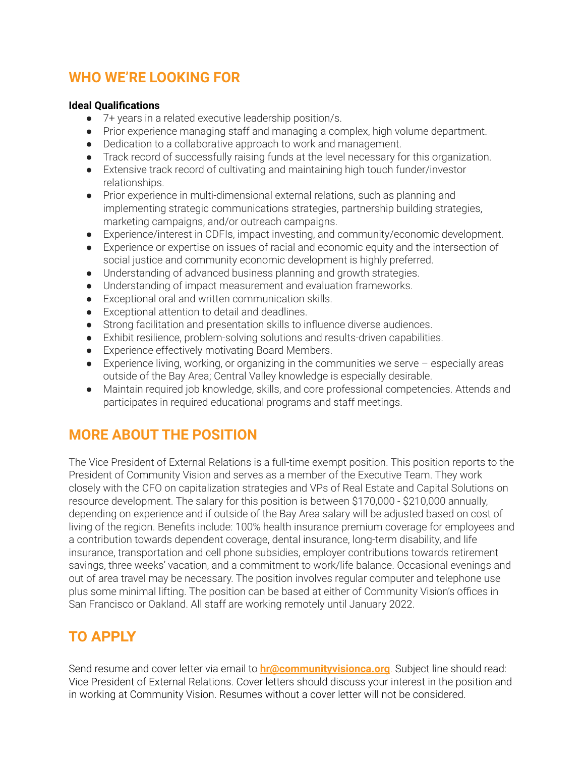## WHO WE'RE LOOKING FOR

**Ideal Qualifications**

- 7+ years in a related executive leadership position/s.
- Prior experience managing staff and managing a complex, high volume department.
- Dedication to a collaborative approach to work and management.
- Track record of successfully raising funds at the level necessary for this organization.
- Extensive track record of cultivating and maintaining high touch funder/investor relationships.
- Prior experience in multi-dimensional external relations, such as planning and implementing strategic communications strategies, partnership building strategies, marketing campaigns, and/or outreach campaigns.
- Experience/interest in CDFIs, impact investing, and community/economic development.
- Experience or expertise on issues of racial and economic equity and the intersection of social justice and community economic development is highly preferred.
- Understanding of advanced business planning and growth strategies.
- Understanding of impact measurement and evaluation frameworks.
- Exceptional oral and written communication skills.
- Exceptional attention to detail and deadlines.
- Strong facilitation and presentation skills to influence diverse audiences.
- Exhibit resilience, problem-solving solutions and results-driven capabilities.
- Experience effectively motivating Board Members.
- Experience living, working, or organizing in the communities we serve – especially areas outside of the Bay Area; Central Valley knowledge is especially desirable.
- Maintain required job knowledge, skills, and core professional competencies. Attends and participates in required educational programs and staff meetings.

## MORE ABOUT THE POSITION

The Vice President of External Relations is a full-time exempt position. This position reports to the President of Community Vision and serves as a member of the Executive Team. They work closely with the CFO on capitalization strategies and VPs of Real Estate and Capital Solutions on resource development. The salary for this position is between $170,000 - $210,000 annually, depending on experience and if outside of the Bay Area salary will be adjusted based on cost of living of the region. Benefits include: 100% health insurance premium coverage for employees and a contribution towards dependent coverage, dental insurance, long-term disability, and life insurance, transportation and cell phone subsidies, employer contributions towards retirement savings, three weeks' vacation, and a commitment to work/life balance. Occasional evenings and out of area travel may be necessary. The position involves regular computer and telephone use plus some minimal lifting. The position can be based at either of Community Vision's offices in San Francisco or Oakland. All staff are working remotely until January 2022.

## TO APPLY

Send resume and cover letter via email to **hr@communityvisionca.org**. Subject line should read: Vice President of External Relations. Cover letters should discuss your interest in the position and in working at Community Vision. Resumes without a cover letter will not be considered.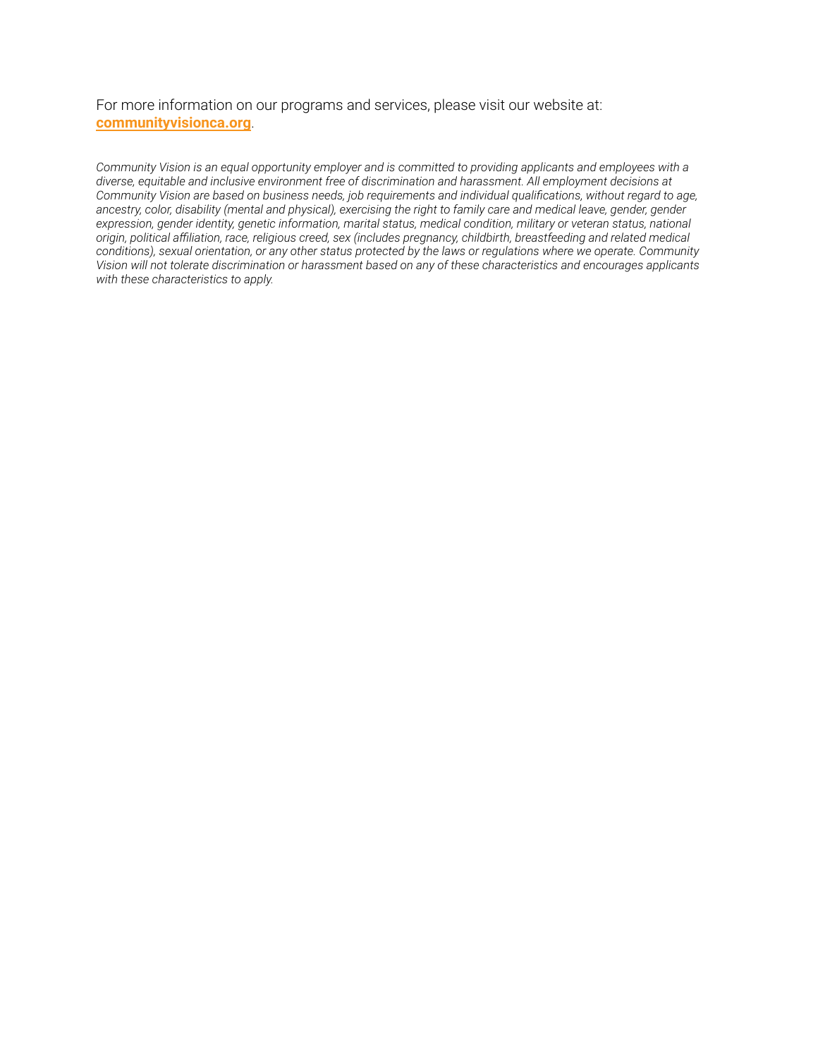For more information on our programs and services, please visit our website at: **communityvisionca.org**.

*Community Vision is an equal opportunity employer and is committed to providing applicants and employees with a diverse, equitable and inclusive environment free of discrimination and harassment. All employment decisions at Community Vision are based on business needs, job requirements and individual qualifications, without regard to age, ancestry, color, disability (mental and physical), exercising the right to family care and medical leave, gender, gender expression, gender identity, genetic information, marital status, medical condition, military or veteran status, national origin, political affiliation, race, religious creed, sex (includes pregnancy, childbirth, breastfeeding and related medical conditions), sexual orientation, or any other status protected by the laws or regulations where we operate. Community Vision will not tolerate discrimination or harassment based on any of these characteristics and encourages applicants with these characteristics to apply.*